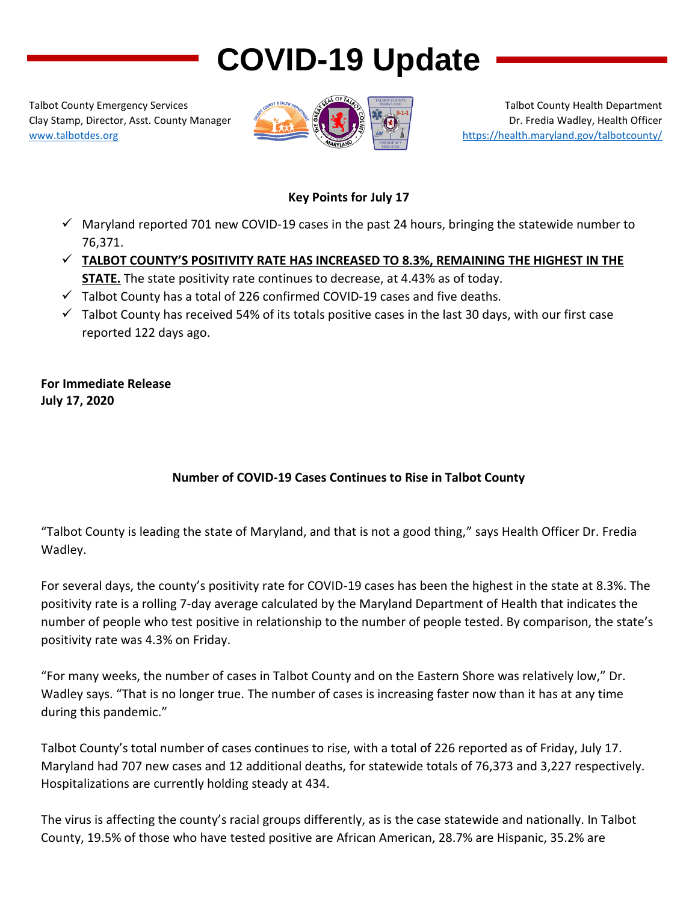# COVID-19 Update

Talbot County Emergency Services
Clay Stamp, Director, Asst. County Manager
www.talbotdes.org

Talbot County Health Department
Dr. Fredia Wadley, Health Officer
https://health.maryland.gov/talbotcounty/

**Key Points for July 17**

- ✓ Maryland reported 701 new COVID-19 cases in the past 24 hours, bringing the statewide number to 76,371.
- ✓ **<u>TALBOT COUNTY'S POSITIVITY RATE HAS INCREASED TO 8.3%, REMAINING THE HIGHEST IN THE STATE.</u>** The state positivity rate continues to decrease, at 4.43% as of today.
- ✓ Talbot County has a total of 226 confirmed COVID-19 cases and five deaths.
- ✓ Talbot County has received 54% of its totals positive cases in the last 30 days, with our first case reported 122 days ago.

**For Immediate Release**
**July 17, 2020**

## Number of COVID-19 Cases Continues to Rise in Talbot County

"Talbot County is leading the state of Maryland, and that is not a good thing," says Health Officer Dr. Fredia Wadley.

For several days, the county's positivity rate for COVID-19 cases has been the highest in the state at 8.3%. The positivity rate is a rolling 7-day average calculated by the Maryland Department of Health that indicates the number of people who test positive in relationship to the number of people tested. By comparison, the state's positivity rate was 4.3% on Friday.

"For many weeks, the number of cases in Talbot County and on the Eastern Shore was relatively low," Dr. Wadley says. "That is no longer true. The number of cases is increasing faster now than it has at any time during this pandemic."

Talbot County's total number of cases continues to rise, with a total of 226 reported as of Friday, July 17. Maryland had 707 new cases and 12 additional deaths, for statewide totals of 76,373 and 3,227 respectively. Hospitalizations are currently holding steady at 434.

The virus is affecting the county's racial groups differently, as is the case statewide and nationally. In Talbot County, 19.5% of those who have tested positive are African American, 28.7% are Hispanic, 35.2% are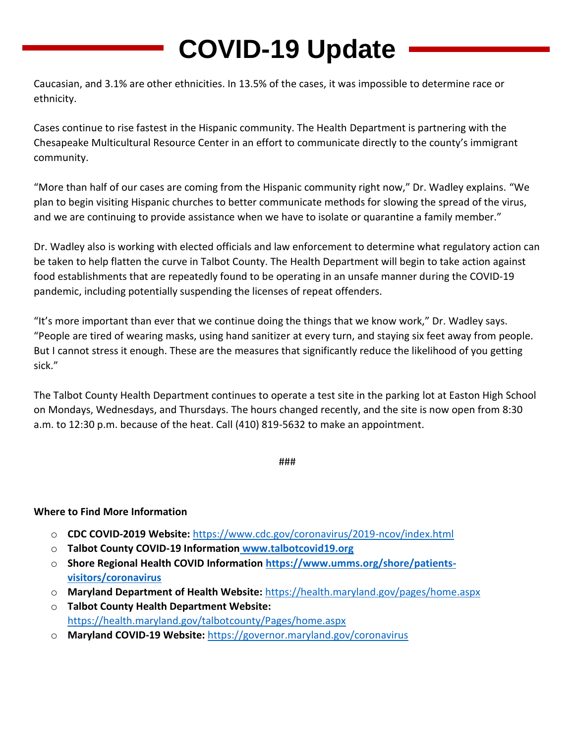Caucasian, and 3.1% are other ethnicities. In 13.5% of the cases, it was impossible to determine race or ethnicity.

Cases continue to rise fastest in the Hispanic community. The Health Department is partnering with the Chesapeake Multicultural Resource Center in an effort to communicate directly to the county's immigrant community.

"More than half of our cases are coming from the Hispanic community right now," Dr. Wadley explains. "We plan to begin visiting Hispanic churches to better communicate methods for slowing the spread of the virus, and we are continuing to provide assistance when we have to isolate or quarantine a family member."

Dr. Wadley also is working with elected officials and law enforcement to determine what regulatory action can be taken to help flatten the curve in Talbot County. The Health Department will begin to take action against food establishments that are repeatedly found to be operating in an unsafe manner during the COVID-19 pandemic, including potentially suspending the licenses of repeat offenders.

"It's more important than ever that we continue doing the things that we know work," Dr. Wadley says. "People are tired of wearing masks, using hand sanitizer at every turn, and staying six feet away from people. But I cannot stress it enough. These are the measures that significantly reduce the likelihood of you getting sick."

The Talbot County Health Department continues to operate a test site in the parking lot at Easton High School on Mondays, Wednesdays, and Thursdays. The hours changed recently, and the site is now open from 8:30 a.m. to 12:30 p.m. because of the heat. Call (410) 819-5632 to make an appointment.

###

**Where to Find More Information**

- **CDC COVID-2019 Website:** https://www.cdc.gov/coronavirus/2019-ncov/index.html
- **Talbot County COVID-19 Information** **www.talbotcovid19.org**
- **Shore Regional Health COVID Information** **https://www.umms.org/shore/patients-visitors/coronavirus**
- **Maryland Department of Health Website:** https://health.maryland.gov/pages/home.aspx
- **Talbot County Health Department Website:** https://health.maryland.gov/talbotcounty/Pages/home.aspx
- **Maryland COVID-19 Website:** https://governor.maryland.gov/coronavirus